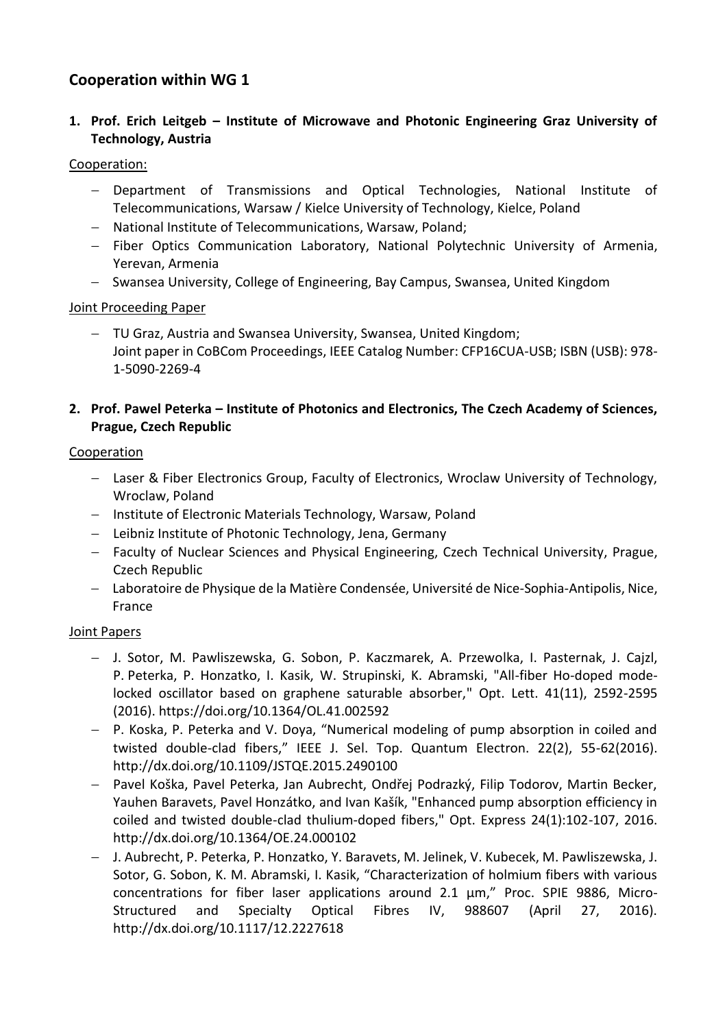## Cooperation within WG 1

### 1. Prof. Erich Leitgeb – Institute of Microwave and Photonic Engineering Graz University of Technology, Austria

Cooperation:

- Department of Transmissions and Optical Technologies, National Institute of Telecommunications, Warsaw / Kielce University of Technology, Kielce, Poland
- National Institute of Telecommunications, Warsaw, Poland;
- Fiber Optics Communication Laboratory, National Polytechnic University of Armenia, Yerevan, Armenia
- Swansea University, College of Engineering, Bay Campus, Swansea, United Kingdom

Joint Proceeding Paper

- TU Graz, Austria and Swansea University, Swansea, United Kingdom;
  Joint paper in CoBCom Proceedings, IEEE Catalog Number: CFP16CUA-USB; ISBN (USB): 978-1-5090-2269-4

### 2. Prof. Pawel Peterka – Institute of Photonics and Electronics, The Czech Academy of Sciences, Prague, Czech Republic

Cooperation

- Laser & Fiber Electronics Group, Faculty of Electronics, Wroclaw University of Technology, Wroclaw, Poland
- Institute of Electronic Materials Technology, Warsaw, Poland
- Leibniz Institute of Photonic Technology, Jena, Germany
- Faculty of Nuclear Sciences and Physical Engineering, Czech Technical University, Prague, Czech Republic
- Laboratoire de Physique de la Matière Condensée, Université de Nice-Sophia-Antipolis, Nice, France

Joint Papers

- J. Sotor, M. Pawliszewska, G. Sobon, P. Kaczmarek, A. Przewolka, I. Pasternak, J. Cajzl, P. Peterka, P. Honzatko, I. Kasik, W. Strupinski, K. Abramski, "All-fiber Ho-doped mode-locked oscillator based on graphene saturable absorber," Opt. Lett. 41(11), 2592-2595 (2016). https://doi.org/10.1364/OL.41.002592
- P. Koska, P. Peterka and V. Doya, "Numerical modeling of pump absorption in coiled and twisted double-clad fibers," IEEE J. Sel. Top. Quantum Electron. 22(2), 55-62(2016). http://dx.doi.org/10.1109/JSTQE.2015.2490100
- Pavel Koška, Pavel Peterka, Jan Aubrecht, Ondřej Podrazký, Filip Todorov, Martin Becker, Yauhen Baravets, Pavel Honzátko, and Ivan Kašík, "Enhanced pump absorption efficiency in coiled and twisted double-clad thulium-doped fibers," Opt. Express 24(1):102-107, 2016. http://dx.doi.org/10.1364/OE.24.000102
- J. Aubrecht, P. Peterka, P. Honzatko, Y. Baravets, M. Jelinek, V. Kubecek, M. Pawliszewska, J. Sotor, G. Sobon, K. M. Abramski, I. Kasik, "Characterization of holmium fibers with various concentrations for fiber laser applications around 2.1 µm," Proc. SPIE 9886, Micro-Structured and Specialty Optical Fibres IV, 988607 (April 27, 2016). http://dx.doi.org/10.1117/12.2227618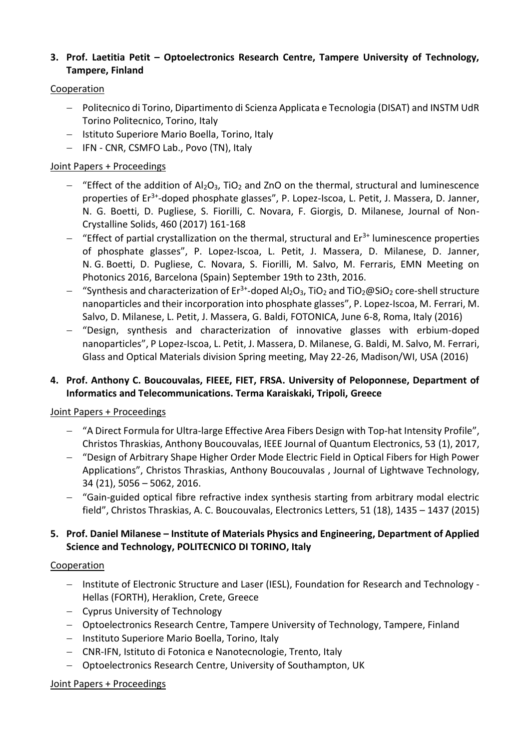3. **Prof. Laetitia Petit – Optoelectronics Research Centre, Tampere University of Technology, Tampere, Finland**

Cooperation

- Politecnico di Torino, Dipartimento di Scienza Applicata e Tecnologia (DISAT) and INSTM UdR Torino Politecnico, Torino, Italy
- Istituto Superiore Mario Boella, Torino, Italy
- IFN - CNR, CSMFO Lab., Povo (TN), Italy

Joint Papers + Proceedings

- "Effect of the addition of $Al_2O_3$, $TiO_2$ and ZnO on the thermal, structural and luminescence properties of $Er^{3+}$-doped phosphate glasses", P. Lopez-Iscoa, L. Petit, J. Massera, D. Janner, N. G. Boetti, D. Pugliese, S. Fiorilli, C. Novara, F. Giorgis, D. Milanese, Journal of Non-Crystalline Solids, 460 (2017) 161-168
- "Effect of partial crystallization on the thermal, structural and $Er^{3+}$ luminescence properties of phosphate glasses", P. Lopez-Iscoa, L. Petit, J. Massera, D. Milanese, D. Janner, N. G. Boetti, D. Pugliese, C. Novara, S. Fiorilli, M. Salvo, M. Ferraris, EMN Meeting on Photonics 2016, Barcelona (Spain) September 19th to 23th, 2016.
- "Synthesis and characterization of $Er^{3+}$-doped $Al_2O_3$, $TiO_2$ and $TiO_2$@$SiO_2$ core-shell structure nanoparticles and their incorporation into phosphate glasses", P. Lopez-Iscoa, M. Ferrari, M. Salvo, D. Milanese, L. Petit, J. Massera, G. Baldi, FOTONICA, June 6-8, Roma, Italy (2016)
- "Design, synthesis and characterization of innovative glasses with erbium-doped nanoparticles", P Lopez-Iscoa, L. Petit, J. Massera, D. Milanese, G. Baldi, M. Salvo, M. Ferrari, Glass and Optical Materials division Spring meeting, May 22-26, Madison/WI, USA (2016)

4. **Prof. Anthony C. Boucouvalas, FIEEE, FIET, FRSA. University of Peloponnese, Department of Informatics and Telecommunications. Terma Karaiskaki, Tripoli, Greece**

Joint Papers + Proceedings

- "A Direct Formula for Ultra-large Effective Area Fibers Design with Top-hat Intensity Profile", Christos Thraskias, Anthony Boucouvalas, IEEE Journal of Quantum Electronics, 53 (1), 2017,
- "Design of Arbitrary Shape Higher Order Mode Electric Field in Optical Fibers for High Power Applications", Christos Thraskias, Anthony Boucouvalas , Journal of Lightwave Technology, 34 (21), 5056 – 5062, 2016.
- "Gain-guided optical fibre refractive index synthesis starting from arbitrary modal electric field", Christos Thraskias, A. C. Boucouvalas, Electronics Letters, 51 (18), 1435 – 1437 (2015)

5. **Prof. Daniel Milanese – Institute of Materials Physics and Engineering, Department of Applied Science and Technology, POLITECNICO DI TORINO, Italy**

Cooperation

- Institute of Electronic Structure and Laser (IESL), Foundation for Research and Technology - Hellas (FORTH), Heraklion, Crete, Greece
- Cyprus University of Technology
- Optoelectronics Research Centre, Tampere University of Technology, Tampere, Finland
- Instituto Superiore Mario Boella, Torino, Italy
- CNR-IFN, Istituto di Fotonica e Nanotecnologie, Trento, Italy
- Optoelectronics Research Centre, University of Southampton, UK

Joint Papers + Proceedings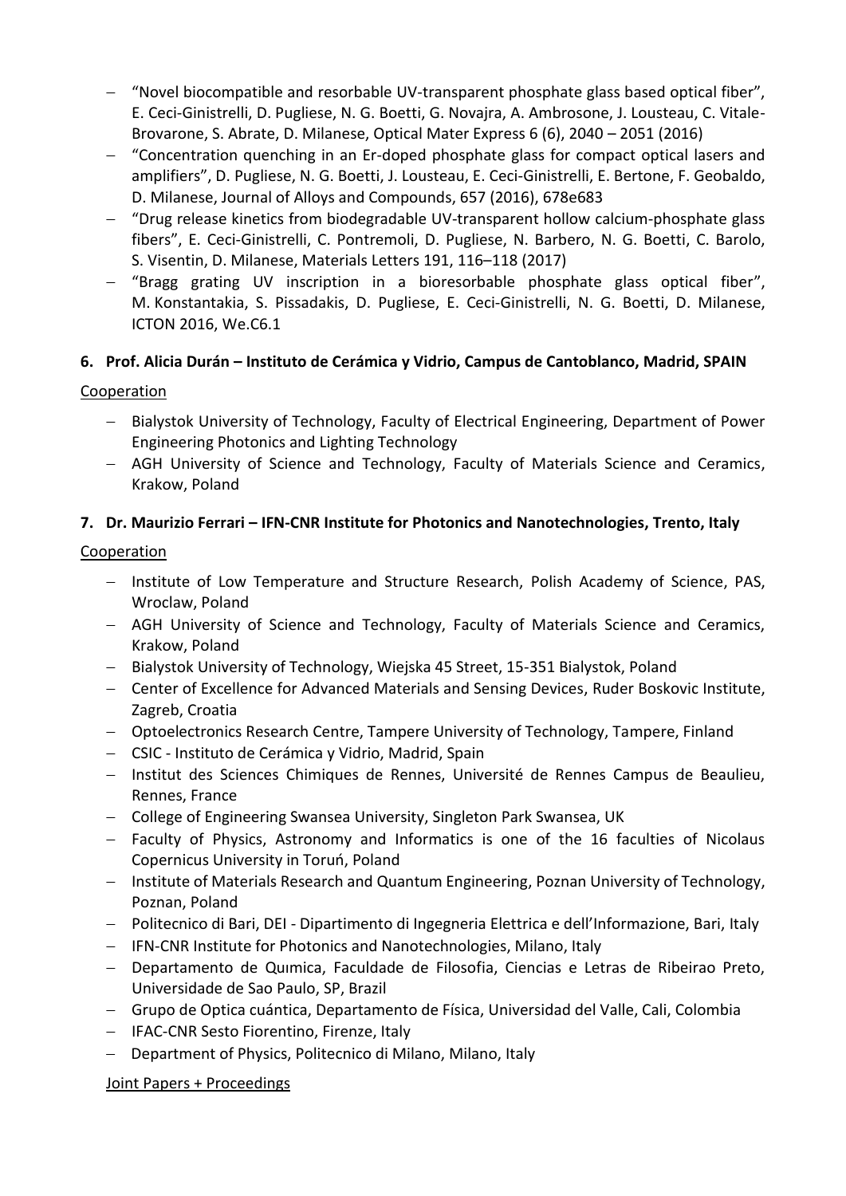- "Novel biocompatible and resorbable UV-transparent phosphate glass based optical fiber", E. Ceci-Ginistrelli, D. Pugliese, N. G. Boetti, G. Novajra, A. Ambrosone, J. Lousteau, C. Vitale-Brovarone, S. Abrate, D. Milanese, Optical Mater Express 6 (6), 2040 – 2051 (2016)
- "Concentration quenching in an Er-doped phosphate glass for compact optical lasers and amplifiers", D. Pugliese, N. G. Boetti, J. Lousteau, E. Ceci-Ginistrelli, E. Bertone, F. Geobaldo, D. Milanese, Journal of Alloys and Compounds, 657 (2016), 678e683
- "Drug release kinetics from biodegradable UV-transparent hollow calcium-phosphate glass fibers", E. Ceci-Ginistrelli, C. Pontremoli, D. Pugliese, N. Barbero, N. G. Boetti, C. Barolo, S. Visentin, D. Milanese, Materials Letters 191, 116–118 (2017)
- "Bragg grating UV inscription in a bioresorbable phosphate glass optical fiber", M. Konstantakia, S. Pissadakis, D. Pugliese, E. Ceci-Ginistrelli, N. G. Boetti, D. Milanese, ICTON 2016, We.C6.1

**6. Prof. Alicia Durán – Instituto de Cerámica y Vidrio, Campus de Cantoblanco, Madrid, SPAIN**

Cooperation

- Bialystok University of Technology, Faculty of Electrical Engineering, Department of Power Engineering Photonics and Lighting Technology
- AGH University of Science and Technology, Faculty of Materials Science and Ceramics, Krakow, Poland

**7. Dr. Maurizio Ferrari – IFN-CNR Institute for Photonics and Nanotechnologies, Trento, Italy**

Cooperation

- Institute of Low Temperature and Structure Research, Polish Academy of Science, PAS, Wroclaw, Poland
- AGH University of Science and Technology, Faculty of Materials Science and Ceramics, Krakow, Poland
- Bialystok University of Technology, Wiejska 45 Street, 15-351 Bialystok, Poland
- Center of Excellence for Advanced Materials and Sensing Devices, Ruder Boskovic Institute, Zagreb, Croatia
- Optoelectronics Research Centre, Tampere University of Technology, Tampere, Finland
- CSIC - Instituto de Cerámica y Vidrio, Madrid, Spain
- Institut des Sciences Chimiques de Rennes, Université de Rennes Campus de Beaulieu, Rennes, France
- College of Engineering Swansea University, Singleton Park Swansea, UK
- Faculty of Physics, Astronomy and Informatics is one of the 16 faculties of Nicolaus Copernicus University in Toruń, Poland
- Institute of Materials Research and Quantum Engineering, Poznan University of Technology, Poznan, Poland
- Politecnico di Bari, DEI - Dipartimento di Ingegneria Elettrica e dell'Informazione, Bari, Italy
- IFN-CNR Institute for Photonics and Nanotechnologies, Milano, Italy
- Departamento de Quımica, Faculdade de Filosofia, Ciencias e Letras de Ribeirao Preto, Universidade de Sao Paulo, SP, Brazil
- Grupo de Optica cuántica, Departamento de Física, Universidad del Valle, Cali, Colombia
- IFAC-CNR Sesto Fiorentino, Firenze, Italy
- Department of Physics, Politecnico di Milano, Milano, Italy

Joint Papers + Proceedings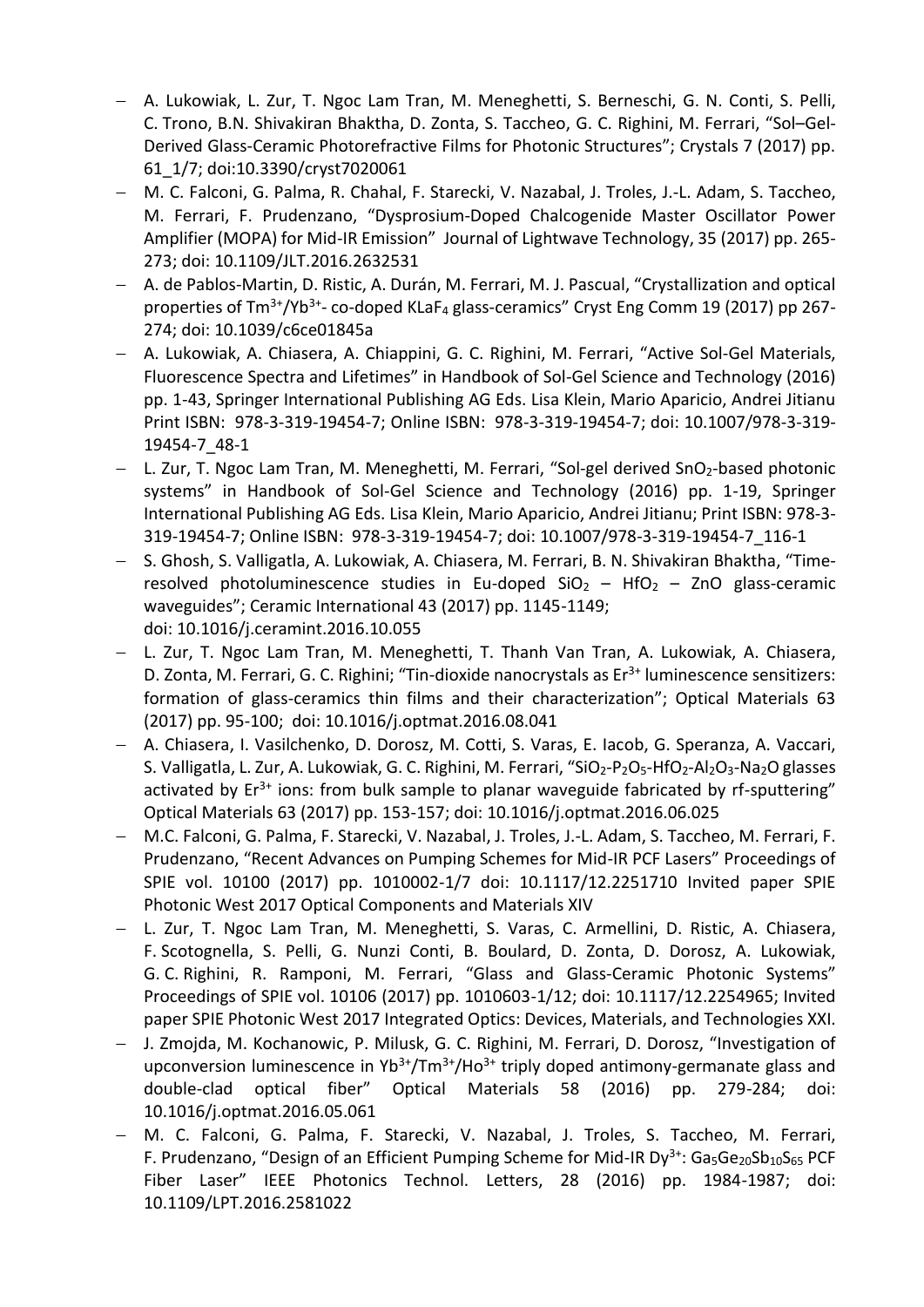- A. Lukowiak, L. Zur, T. Ngoc Lam Tran, M. Meneghetti, S. Berneschi, G. N. Conti, S. Pelli, C. Trono, B.N. Shivakiran Bhaktha, D. Zonta, S. Taccheo, G. C. Righini, M. Ferrari, "Sol–Gel-Derived Glass-Ceramic Photorefractive Films for Photonic Structures"; Crystals 7 (2017) pp. 61_1/7; doi:10.3390/cryst7020061
- M. C. Falconi, G. Palma, R. Chahal, F. Starecki, V. Nazabal, J. Troles, J.-L. Adam, S. Taccheo, M. Ferrari, F. Prudenzano, "Dysprosium-Doped Chalcogenide Master Oscillator Power Amplifier (MOPA) for Mid-IR Emission" Journal of Lightwave Technology, 35 (2017) pp. 265-273; doi: 10.1109/JLT.2016.2632531
- A. de Pablos-Martin, D. Ristic, A. Durán, M. Ferrari, M. J. Pascual, "Crystallization and optical properties of $Tm^{3+}/Yb^{3+}$- co-doped $KLaF_4$ glass-ceramics" Cryst Eng Comm 19 (2017) pp 267-274; doi: 10.1039/c6ce01845a
- A. Lukowiak, A. Chiasera, A. Chiappini, G. C. Righini, M. Ferrari, "Active Sol-Gel Materials, Fluorescence Spectra and Lifetimes" in Handbook of Sol-Gel Science and Technology (2016) pp. 1-43, Springer International Publishing AG Eds. Lisa Klein, Mario Aparicio, Andrei Jitianu Print ISBN: 978-3-319-19454-7; Online ISBN: 978-3-319-19454-7; doi: 10.1007/978-3-319-19454-7_48-1
- L. Zur, T. Ngoc Lam Tran, M. Meneghetti, M. Ferrari, "Sol-gel derived $SnO_2$-based photonic systems" in Handbook of Sol-Gel Science and Technology (2016) pp. 1-19, Springer International Publishing AG Eds. Lisa Klein, Mario Aparicio, Andrei Jitianu; Print ISBN: 978-3-319-19454-7; Online ISBN: 978-3-319-19454-7; doi: 10.1007/978-3-319-19454-7_116-1
- S. Ghosh, S. Valligatla, A. Lukowiak, A. Chiasera, M. Ferrari, B. N. Shivakiran Bhaktha, "Time-resolved photoluminescence studies in Eu-doped $SiO_2$ – $HfO_2$ – ZnO glass-ceramic waveguides"; Ceramic International 43 (2017) pp. 1145-1149; doi: 10.1016/j.ceramint.2016.10.055
- L. Zur, T. Ngoc Lam Tran, M. Meneghetti, T. Thanh Van Tran, A. Lukowiak, A. Chiasera, D. Zonta, M. Ferrari, G. C. Righini; "Tin-dioxide nanocrystals as $Er^{3+}$ luminescence sensitizers: formation of glass-ceramics thin films and their characterization"; Optical Materials 63 (2017) pp. 95-100; doi: 10.1016/j.optmat.2016.08.041
- A. Chiasera, I. Vasilchenko, D. Dorosz, M. Cotti, S. Varas, E. Iacob, G. Speranza, A. Vaccari, S. Valligatla, L. Zur, A. Lukowiak, G. C. Righini, M. Ferrari, "$SiO_2$-$P_2O_5$-$HfO_2$-$Al_2O_3$-$Na_2O$ glasses activated by $Er^{3+}$ ions: from bulk sample to planar waveguide fabricated by rf-sputtering" Optical Materials 63 (2017) pp. 153-157; doi: 10.1016/j.optmat.2016.06.025
- M.C. Falconi, G. Palma, F. Starecki, V. Nazabal, J. Troles, J.-L. Adam, S. Taccheo, M. Ferrari, F. Prudenzano, "Recent Advances on Pumping Schemes for Mid-IR PCF Lasers" Proceedings of SPIE vol. 10100 (2017) pp. 1010002-1/7 doi: 10.1117/12.2251710 Invited paper SPIE Photonic West 2017 Optical Components and Materials XIV
- L. Zur, T. Ngoc Lam Tran, M. Meneghetti, S. Varas, C. Armellini, D. Ristic, A. Chiasera, F. Scotognella, S. Pelli, G. Nunzi Conti, B. Boulard, D. Zonta, D. Dorosz, A. Lukowiak, G. C. Righini, R. Ramponi, M. Ferrari, "Glass and Glass-Ceramic Photonic Systems" Proceedings of SPIE vol. 10106 (2017) pp. 1010603-1/12; doi: 10.1117/12.2254965; Invited paper SPIE Photonic West 2017 Integrated Optics: Devices, Materials, and Technologies XXI.
- J. Zmojda, M. Kochanowic, P. Milusk, G. C. Righini, M. Ferrari, D. Dorosz, "Investigation of upconversion luminescence in $Yb^{3+}/Tm^{3+}/Ho^{3+}$ triply doped antimony-germanate glass and double-clad optical fiber" Optical Materials 58 (2016) pp. 279-284; doi: 10.1016/j.optmat.2016.05.061
- M. C. Falconi, G. Palma, F. Starecki, V. Nazabal, J. Troles, S. Taccheo, M. Ferrari, F. Prudenzano, "Design of an Efficient Pumping Scheme for Mid-IR $Dy^{3+}$: $Ga_5Ge_{20}Sb_{10}S_{65}$ PCF Fiber Laser" IEEE Photonics Technol. Letters, 28 (2016) pp. 1984-1987; doi: 10.1109/LPT.2016.2581022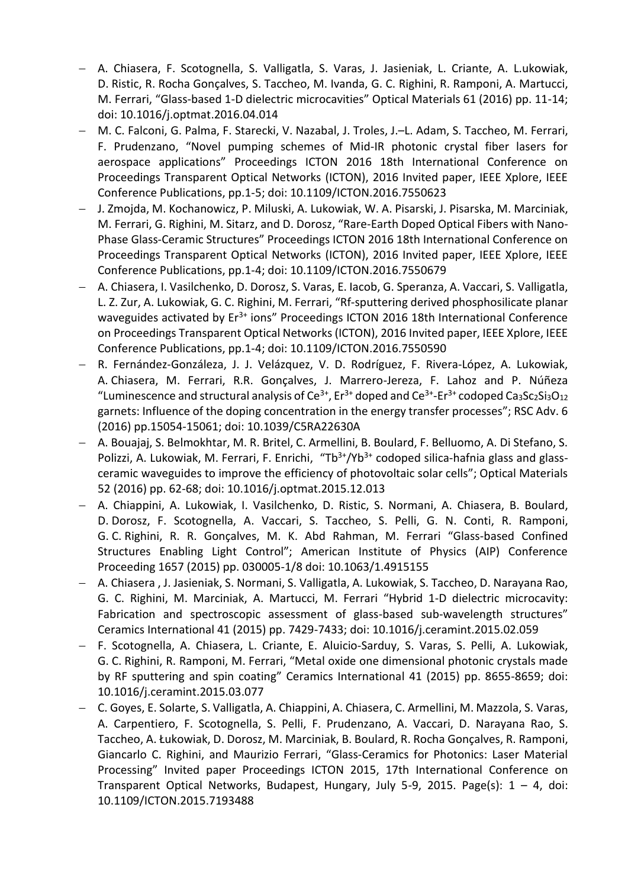- A. Chiasera, F. Scotognella, S. Valligatla, S. Varas, J. Jasieniak, L. Criante, A. L.ukowiak, D. Ristic, R. Rocha Gonçalves, S. Taccheo, M. Ivanda, G. C. Righini, R. Ramponi, A. Martucci, M. Ferrari, "Glass-based 1-D dielectric microcavities" Optical Materials 61 (2016) pp. 11-14; doi: 10.1016/j.optmat.2016.04.014
- M. C. Falconi, G. Palma, F. Starecki, V. Nazabal, J. Troles, J.–L. Adam, S. Taccheo, M. Ferrari, F. Prudenzano, "Novel pumping schemes of Mid-IR photonic crystal fiber lasers for aerospace applications" Proceedings ICTON 2016 18th International Conference on Proceedings Transparent Optical Networks (ICTON), 2016 Invited paper, IEEE Xplore, IEEE Conference Publications, pp.1-5; doi: 10.1109/ICTON.2016.7550623
- J. Zmojda, M. Kochanowicz, P. Miluski, A. Lukowiak, W. A. Pisarski, J. Pisarska, M. Marciniak, M. Ferrari, G. Righini, M. Sitarz, and D. Dorosz, "Rare-Earth Doped Optical Fibers with Nano-Phase Glass-Ceramic Structures" Proceedings ICTON 2016 18th International Conference on Proceedings Transparent Optical Networks (ICTON), 2016 Invited paper, IEEE Xplore, IEEE Conference Publications, pp.1-4; doi: 10.1109/ICTON.2016.7550679
- A. Chiasera, I. Vasilchenko, D. Dorosz, S. Varas, E. Iacob, G. Speranza, A. Vaccari, S. Valligatla, L. Z. Zur, A. Lukowiak, G. C. Righini, M. Ferrari, "Rf-sputtering derived phosphosilicate planar waveguides activated by $Er^{3+}$ ions" Proceedings ICTON 2016 18th International Conference on Proceedings Transparent Optical Networks (ICTON), 2016 Invited paper, IEEE Xplore, IEEE Conference Publications, pp.1-4; doi: 10.1109/ICTON.2016.7550590
- R. Fernández-Gonzáleza, J. J. Velázquez, V. D. Rodríguez, F. Rivera-López, A. Lukowiak, A. Chiasera, M. Ferrari, R.R. Gonçalves, J. Marrero-Jereza, F. Lahoz and P. Núñeza "Luminescence and structural analysis of $Ce^{3+}$, $Er^{3+}$ doped and $Ce^{3+}$-$Er^{3+}$ codoped $Ca_3Sc_2Si_3O_{12}$ garnets: Influence of the doping concentration in the energy transfer processes"; RSC Adv. 6 (2016) pp.15054-15061; doi: 10.1039/C5RA22630A
- A. Bouajaj, S. Belmokhtar, M. R. Britel, C. Armellini, B. Boulard, F. Belluomo, A. Di Stefano, S. Polizzi, A. Lukowiak, M. Ferrari, F. Enrichi, "$Tb^{3+}$/$Yb^{3+}$ codoped silica-hafnia glass and glass-ceramic waveguides to improve the efficiency of photovoltaic solar cells"; Optical Materials 52 (2016) pp. 62-68; doi: 10.1016/j.optmat.2015.12.013
- A. Chiappini, A. Lukowiak, I. Vasilchenko, D. Ristic, S. Normani, A. Chiasera, B. Boulard, D. Dorosz, F. Scotognella, A. Vaccari, S. Taccheo, S. Pelli, G. N. Conti, R. Ramponi, G. C. Righini, R. R. Gonçalves, M. K. Abd Rahman, M. Ferrari "Glass-based Confined Structures Enabling Light Control"; American Institute of Physics (AIP) Conference Proceeding 1657 (2015) pp. 030005-1/8 doi: 10.1063/1.4915155
- A. Chiasera , J. Jasieniak, S. Normani, S. Valligatla, A. Lukowiak, S. Taccheo, D. Narayana Rao, G. C. Righini, M. Marciniak, A. Martucci, M. Ferrari "Hybrid 1-D dielectric microcavity: Fabrication and spectroscopic assessment of glass-based sub-wavelength structures" Ceramics International 41 (2015) pp. 7429-7433; doi: 10.1016/j.ceramint.2015.02.059
- F. Scotognella, A. Chiasera, L. Criante, E. Aluicio-Sarduy, S. Varas, S. Pelli, A. Lukowiak, G. C. Righini, R. Ramponi, M. Ferrari, "Metal oxide one dimensional photonic crystals made by RF sputtering and spin coating" Ceramics International 41 (2015) pp. 8655-8659; doi: 10.1016/j.ceramint.2015.03.077
- C. Goyes, E. Solarte, S. Valligatla, A. Chiappini, A. Chiasera, C. Armellini, M. Mazzola, S. Varas, A. Carpentiero, F. Scotognella, S. Pelli, F. Prudenzano, A. Vaccari, D. Narayana Rao, S. Taccheo, A. Łukowiak, D. Dorosz, M. Marciniak, B. Boulard, R. Rocha Gonçalves, R. Ramponi, Giancarlo C. Righini, and Maurizio Ferrari, "Glass-Ceramics for Photonics: Laser Material Processing" Invited paper Proceedings ICTON 2015, 17th International Conference on Transparent Optical Networks, Budapest, Hungary, July 5-9, 2015. Page(s): 1 – 4, doi: 10.1109/ICTON.2015.7193488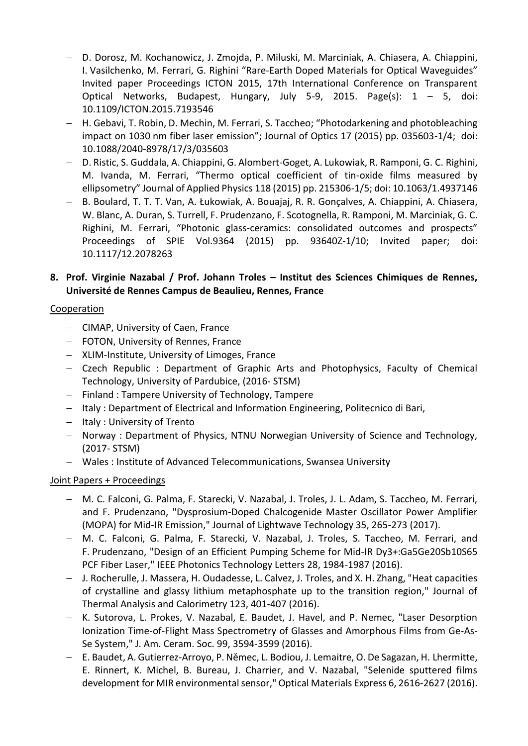- D. Dorosz, M. Kochanowicz, J. Zmojda, P. Miluski, M. Marciniak, A. Chiasera, A. Chiappini, I. Vasilchenko, M. Ferrari, G. Righini "Rare-Earth Doped Materials for Optical Waveguides" Invited paper Proceedings ICTON 2015, 17th International Conference on Transparent Optical Networks, Budapest, Hungary, July 5-9, 2015. Page(s): 1 – 5, doi: 10.1109/ICTON.2015.7193546
- H. Gebavi, T. Robin, D. Mechin, M. Ferrari, S. Taccheo; "Photodarkening and photobleaching impact on 1030 nm fiber laser emission"; Journal of Optics 17 (2015) pp. 035603-1/4; doi: 10.1088/2040-8978/17/3/035603
- D. Ristic, S. Guddala, A. Chiappini, G. Alombert-Goget, A. Lukowiak, R. Ramponi, G. C. Righini, M. Ivanda, M. Ferrari, "Thermo optical coefficient of tin-oxide films measured by ellipsometry" Journal of Applied Physics 118 (2015) pp. 215306-1/5; doi: 10.1063/1.4937146
- B. Boulard, T. T. T. Van, A. Łukowiak, A. Bouajaj, R. R. Gonçalves, A. Chiappini, A. Chiasera, W. Blanc, A. Duran, S. Turrell, F. Prudenzano, F. Scotognella, R. Ramponi, M. Marciniak, G. C. Righini, M. Ferrari, "Photonic glass-ceramics: consolidated outcomes and prospects" Proceedings of SPIE Vol.9364 (2015) pp. 93640Z-1/10; Invited paper; doi: 10.1117/12.2078263

**8. Prof. Virginie Nazabal / Prof. Johann Troles – Institut des Sciences Chimiques de Rennes, Université de Rennes Campus de Beaulieu, Rennes, France**

Cooperation

- CIMAP, University of Caen, France
- FOTON, University of Rennes, France
- XLIM-Institute, University of Limoges, France
- Czech Republic : Department of Graphic Arts and Photophysics, Faculty of Chemical Technology, University of Pardubice, (2016- STSM)
- Finland : Tampere University of Technology, Tampere
- Italy : Department of Electrical and Information Engineering, Politecnico di Bari,
- Italy : University of Trento
- Norway : Department of Physics, NTNU Norwegian University of Science and Technology, (2017- STSM)
- Wales : Institute of Advanced Telecommunications, Swansea University

Joint Papers + Proceedings

- M. C. Falconi, G. Palma, F. Starecki, V. Nazabal, J. Troles, J. L. Adam, S. Taccheo, M. Ferrari, and F. Prudenzano, "Dysprosium-Doped Chalcogenide Master Oscillator Power Amplifier (MOPA) for Mid-IR Emission," Journal of Lightwave Technology 35, 265-273 (2017).
- M. C. Falconi, G. Palma, F. Starecki, V. Nazabal, J. Troles, S. Taccheo, M. Ferrari, and F. Prudenzano, "Design of an Efficient Pumping Scheme for Mid-IR $Dy^{3+}$:$Ga_5Ge_{20}Sb_{10}S_{65}$ PCF Fiber Laser," IEEE Photonics Technology Letters 28, 1984-1987 (2016).
- J. Rocherulle, J. Massera, H. Oudadesse, L. Calvez, J. Troles, and X. H. Zhang, "Heat capacities of crystalline and glassy lithium metaphosphate up to the transition region," Journal of Thermal Analysis and Calorimetry 123, 401-407 (2016).
- K. Sutorova, L. Prokes, V. Nazabal, E. Baudet, J. Havel, and P. Nemec, "Laser Desorption Ionization Time-of-Flight Mass Spectrometry of Glasses and Amorphous Films from Ge-As-Se System," J. Am. Ceram. Soc. 99, 3594-3599 (2016).
- E. Baudet, A. Gutierrez-Arroyo, P. Němec, L. Bodiou, J. Lemaitre, O. De Sagazan, H. Lhermitte, E. Rinnert, K. Michel, B. Bureau, J. Charrier, and V. Nazabal, "Selenide sputtered films development for MIR environmental sensor," Optical Materials Express 6, 2616-2627 (2016).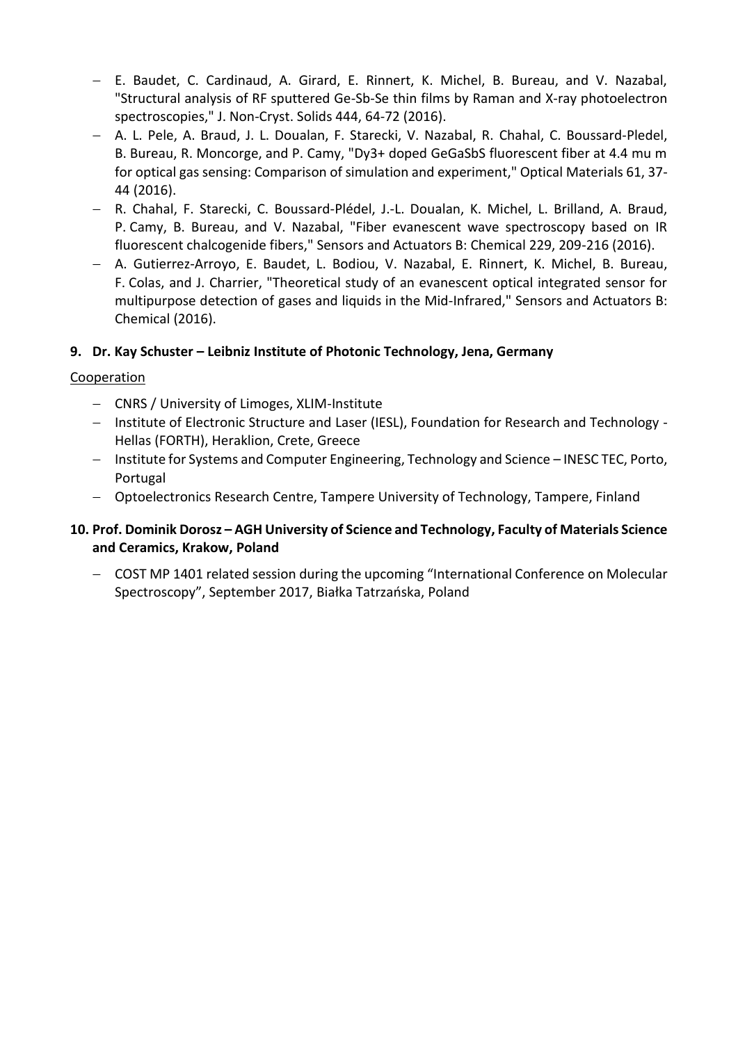- E. Baudet, C. Cardinaud, A. Girard, E. Rinnert, K. Michel, B. Bureau, and V. Nazabal, "Structural analysis of RF sputtered Ge-Sb-Se thin films by Raman and X-ray photoelectron spectroscopies," J. Non-Cryst. Solids 444, 64-72 (2016).
- A. L. Pele, A. Braud, J. L. Doualan, F. Starecki, V. Nazabal, R. Chahal, C. Boussard-Pledel, B. Bureau, R. Moncorge, and P. Camy, "Dy3+ doped GeGaSbS fluorescent fiber at 4.4 mu m for optical gas sensing: Comparison of simulation and experiment," Optical Materials 61, 37-44 (2016).
- R. Chahal, F. Starecki, C. Boussard-Plédel, J.-L. Doualan, K. Michel, L. Brilland, A. Braud, P. Camy, B. Bureau, and V. Nazabal, "Fiber evanescent wave spectroscopy based on IR fluorescent chalcogenide fibers," Sensors and Actuators B: Chemical 229, 209-216 (2016).
- A. Gutierrez-Arroyo, E. Baudet, L. Bodiou, V. Nazabal, E. Rinnert, K. Michel, B. Bureau, F. Colas, and J. Charrier, "Theoretical study of an evanescent optical integrated sensor for multipurpose detection of gases and liquids in the Mid-Infrared," Sensors and Actuators B: Chemical (2016).

**9. Dr. Kay Schuster – Leibniz Institute of Photonic Technology, Jena, Germany**

Cooperation

- CNRS / University of Limoges, XLIM-Institute
- Institute of Electronic Structure and Laser (IESL), Foundation for Research and Technology - Hellas (FORTH), Heraklion, Crete, Greece
- Institute for Systems and Computer Engineering, Technology and Science – INESC TEC, Porto, Portugal
- Optoelectronics Research Centre, Tampere University of Technology, Tampere, Finland

**10. Prof. Dominik Dorosz – AGH University of Science and Technology, Faculty of Materials Science and Ceramics, Krakow, Poland**

- COST MP 1401 related session during the upcoming "International Conference on Molecular Spectroscopy", September 2017, Białka Tatrzańska, Poland